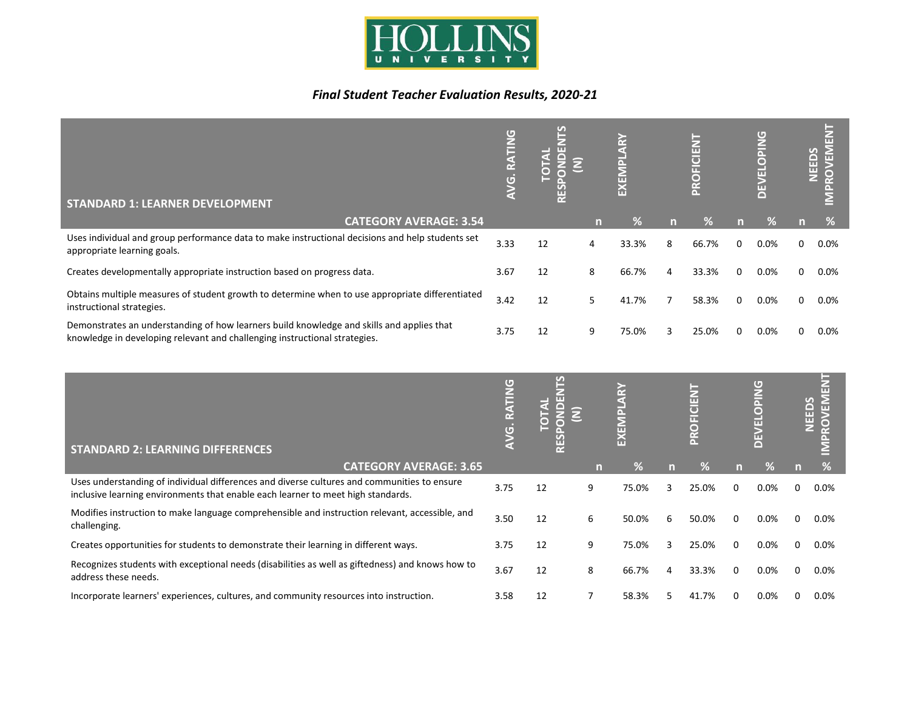HOLLINS UNIVERSITY

*Final Student Teacher Evaluation Results, 2020-21*

| STANDARD 1: LEARNER DEVELOPMENT | AVG. RATING | TOTAL RESPONDENTS (N) | EXEMPLARY | | PROFICIENT | | DEVELOPING | | NEEDS IMPROVEMENT | |
|---|---|---|---|---|---|---|---|---|---|---|
| CATEGORY AVERAGE: 3.54 | | | n | % | n | % | n | % | n | % |
| Uses individual and group performance data to make instructional decisions and help students set appropriate learning goals. | 3.33 | 12 | 4 | 33.3% | 8 | 66.7% | 0 | 0.0% | 0 | 0.0% |
| Creates developmentally appropriate instruction based on progress data. | 3.67 | 12 | 8 | 66.7% | 4 | 33.3% | 0 | 0.0% | 0 | 0.0% |
| Obtains multiple measures of student growth to determine when to use appropriate differentiated instructional strategies. | 3.42 | 12 | 5 | 41.7% | 7 | 58.3% | 0 | 0.0% | 0 | 0.0% |
| Demonstrates an understanding of how learners build knowledge and skills and applies that knowledge in developing relevant and challenging instructional strategies. | 3.75 | 12 | 9 | 75.0% | 3 | 25.0% | 0 | 0.0% | 0 | 0.0% |

| STANDARD 2: LEARNING DIFFERENCES | AVG. RATING | TOTAL RESPONDENTS (N) | EXEMPLARY | | PROFICIENT | | DEVELOPING | | NEEDS IMPROVEMENT | |
|---|---|---|---|---|---|---|---|---|---|---|
| CATEGORY AVERAGE: 3.65 | | | n | % | n | % | n | % | n | % |
| Uses understanding of individual differences and diverse cultures and communities to ensure inclusive learning environments that enable each learner to meet high standards. | 3.75 | 12 | 9 | 75.0% | 3 | 25.0% | 0 | 0.0% | 0 | 0.0% |
| Modifies instruction to make language comprehensible and instruction relevant, accessible, and challenging. | 3.50 | 12 | 6 | 50.0% | 6 | 50.0% | 0 | 0.0% | 0 | 0.0% |
| Creates opportunities for students to demonstrate their learning in different ways. | 3.75 | 12 | 9 | 75.0% | 3 | 25.0% | 0 | 0.0% | 0 | 0.0% |
| Recognizes students with exceptional needs (disabilities as well as giftedness) and knows how to address these needs. | 3.67 | 12 | 8 | 66.7% | 4 | 33.3% | 0 | 0.0% | 0 | 0.0% |
| Incorporate learners' experiences, cultures, and community resources into instruction. | 3.58 | 12 | 7 | 58.3% | 5 | 41.7% | 0 | 0.0% | 0 | 0.0% |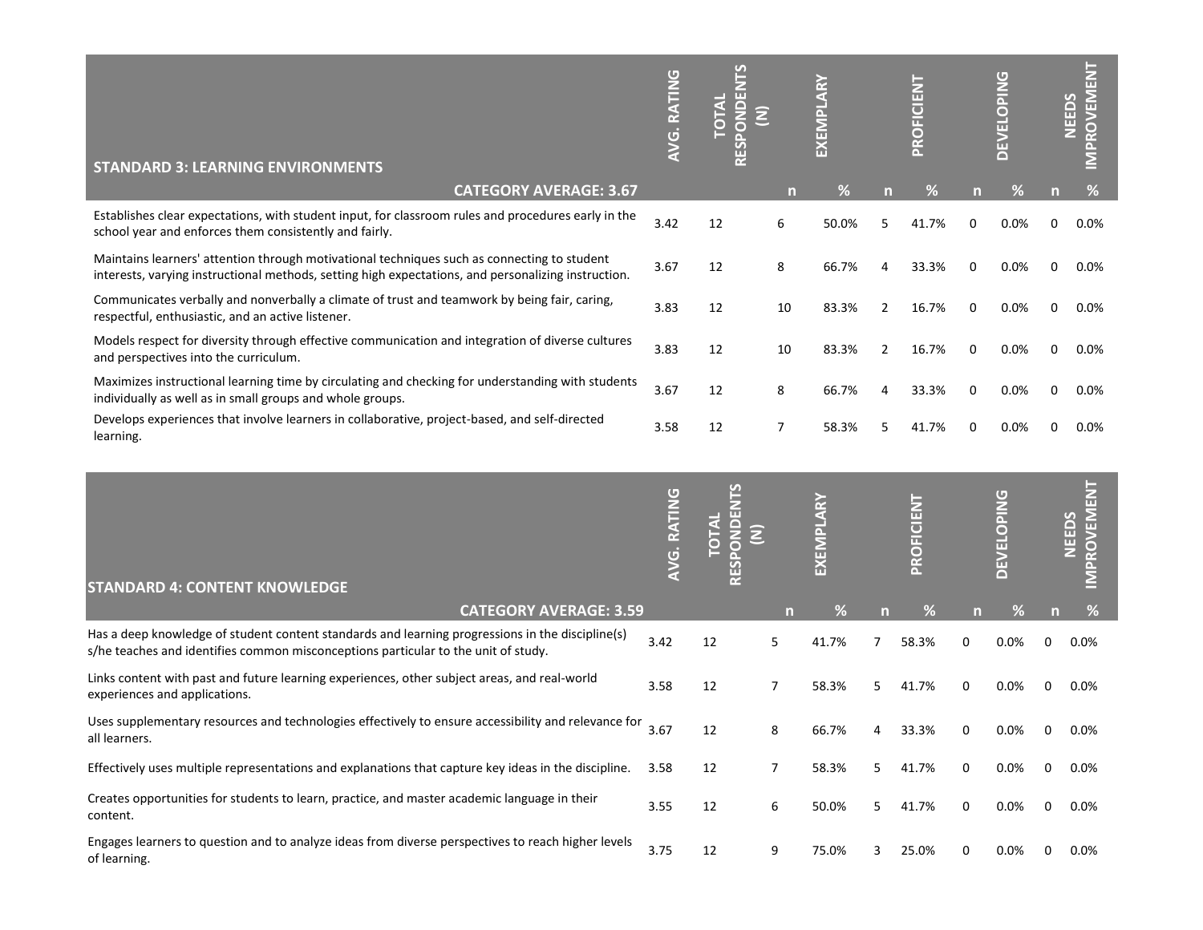| STANDARD 3: LEARNING ENVIRONMENTS | AVG. RATING | TOTAL RESPONDENTS (N) | EXEMPLARY | | PROFICIENT | | DEVELOPING | | NEEDS IMPROVEMENT | |
|---|---|---|---|---|---|---|---|---|---|---|
| **CATEGORY AVERAGE: 3.67** | | | n | % | n | % | n | % | n | % |
| Establishes clear expectations, with student input, for classroom rules and procedures early in the school year and enforces them consistently and fairly. | 3.42 | 12 | 6 | 50.0% | 5 | 41.7% | 0 | 0.0% | 0 | 0.0% |
| Maintains learners' attention through motivational techniques such as connecting to student interests, varying instructional methods, setting high expectations, and personalizing instruction. | 3.67 | 12 | 8 | 66.7% | 4 | 33.3% | 0 | 0.0% | 0 | 0.0% |
| Communicates verbally and nonverbally a climate of trust and teamwork by being fair, caring, respectful, enthusiastic, and an active listener. | 3.83 | 12 | 10 | 83.3% | 2 | 16.7% | 0 | 0.0% | 0 | 0.0% |
| Models respect for diversity through effective communication and integration of diverse cultures and perspectives into the curriculum. | 3.83 | 12 | 10 | 83.3% | 2 | 16.7% | 0 | 0.0% | 0 | 0.0% |
| Maximizes instructional learning time by circulating and checking for understanding with students individually as well as in small groups and whole groups. | 3.67 | 12 | 8 | 66.7% | 4 | 33.3% | 0 | 0.0% | 0 | 0.0% |
| Develops experiences that involve learners in collaborative, project-based, and self-directed learning. | 3.58 | 12 | 7 | 58.3% | 5 | 41.7% | 0 | 0.0% | 0 | 0.0% |

| STANDARD 4: CONTENT KNOWLEDGE | AVG. RATING | TOTAL RESPONDENTS (N) | EXEMPLARY | | PROFICIENT | | DEVELOPING | | NEEDS IMPROVEMENT | |
|---|---|---|---|---|---|---|---|---|---|---|
| **CATEGORY AVERAGE: 3.59** | | | n | % | n | % | n | % | n | % |
| Has a deep knowledge of student content standards and learning progressions in the discipline(s) s/he teaches and identifies common misconceptions particular to the unit of study. | 3.42 | 12 | 5 | 41.7% | 7 | 58.3% | 0 | 0.0% | 0 | 0.0% |
| Links content with past and future learning experiences, other subject areas, and real-world experiences and applications. | 3.58 | 12 | 7 | 58.3% | 5 | 41.7% | 0 | 0.0% | 0 | 0.0% |
| Uses supplementary resources and technologies effectively to ensure accessibility and relevance for all learners. | 3.67 | 12 | 8 | 66.7% | 4 | 33.3% | 0 | 0.0% | 0 | 0.0% |
| Effectively uses multiple representations and explanations that capture key ideas in the discipline. | 3.58 | 12 | 7 | 58.3% | 5 | 41.7% | 0 | 0.0% | 0 | 0.0% |
| Creates opportunities for students to learn, practice, and master academic language in their content. | 3.55 | 12 | 6 | 50.0% | 5 | 41.7% | 0 | 0.0% | 0 | 0.0% |
| Engages learners to question and to analyze ideas from diverse perspectives to reach higher levels of learning. | 3.75 | 12 | 9 | 75.0% | 3 | 25.0% | 0 | 0.0% | 0 | 0.0% |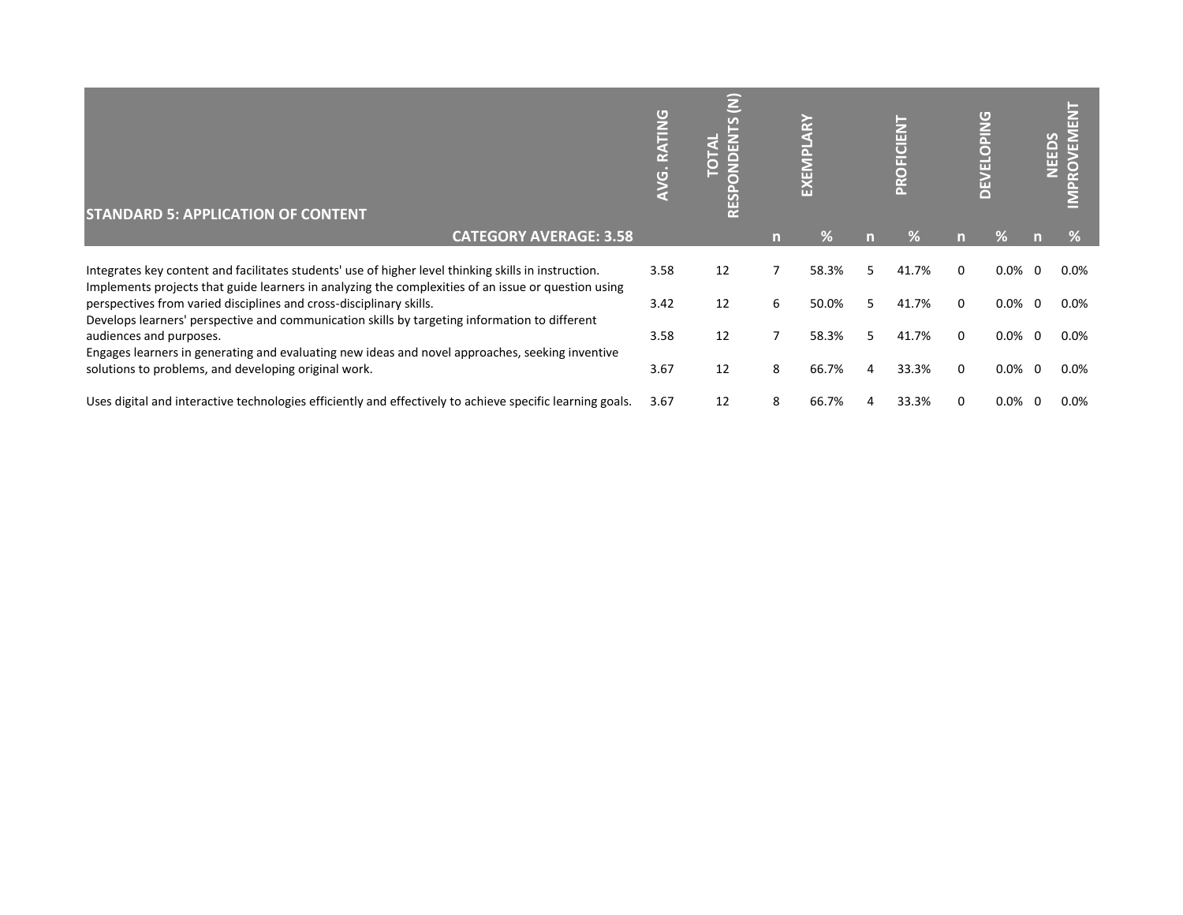| STANDARD 5: APPLICATION OF CONTENT | AVG. RATING | TOTAL RESPONDENTS (N) | EXEMPLARY | | PROFICIENT | | DEVELOPING | | NEEDS IMPROVEMENT | |
|---|---|---|---|---|---|---|---|---|---|---|
| CATEGORY AVERAGE: 3.58 | | | n | % | n | % | n | % | n | % |
| Integrates key content and facilitates students' use of higher level thinking skills in instruction. | 3.58 | 12 | 7 | 58.3% | 5 | 41.7% | 0 | 0.0% | 0 | 0.0% |
| Implements projects that guide learners in analyzing the complexities of an issue or question using perspectives from varied disciplines and cross-disciplinary skills. | 3.42 | 12 | 6 | 50.0% | 5 | 41.7% | 0 | 0.0% | 0 | 0.0% |
| Develops learners' perspective and communication skills by targeting information to different audiences and purposes. | 3.58 | 12 | 7 | 58.3% | 5 | 41.7% | 0 | 0.0% | 0 | 0.0% |
| Engages learners in generating and evaluating new ideas and novel approaches, seeking inventive solutions to problems, and developing original work. | 3.67 | 12 | 8 | 66.7% | 4 | 33.3% | 0 | 0.0% | 0 | 0.0% |
| Uses digital and interactive technologies efficiently and effectively to achieve specific learning goals. | 3.67 | 12 | 8 | 66.7% | 4 | 33.3% | 0 | 0.0% | 0 | 0.0% |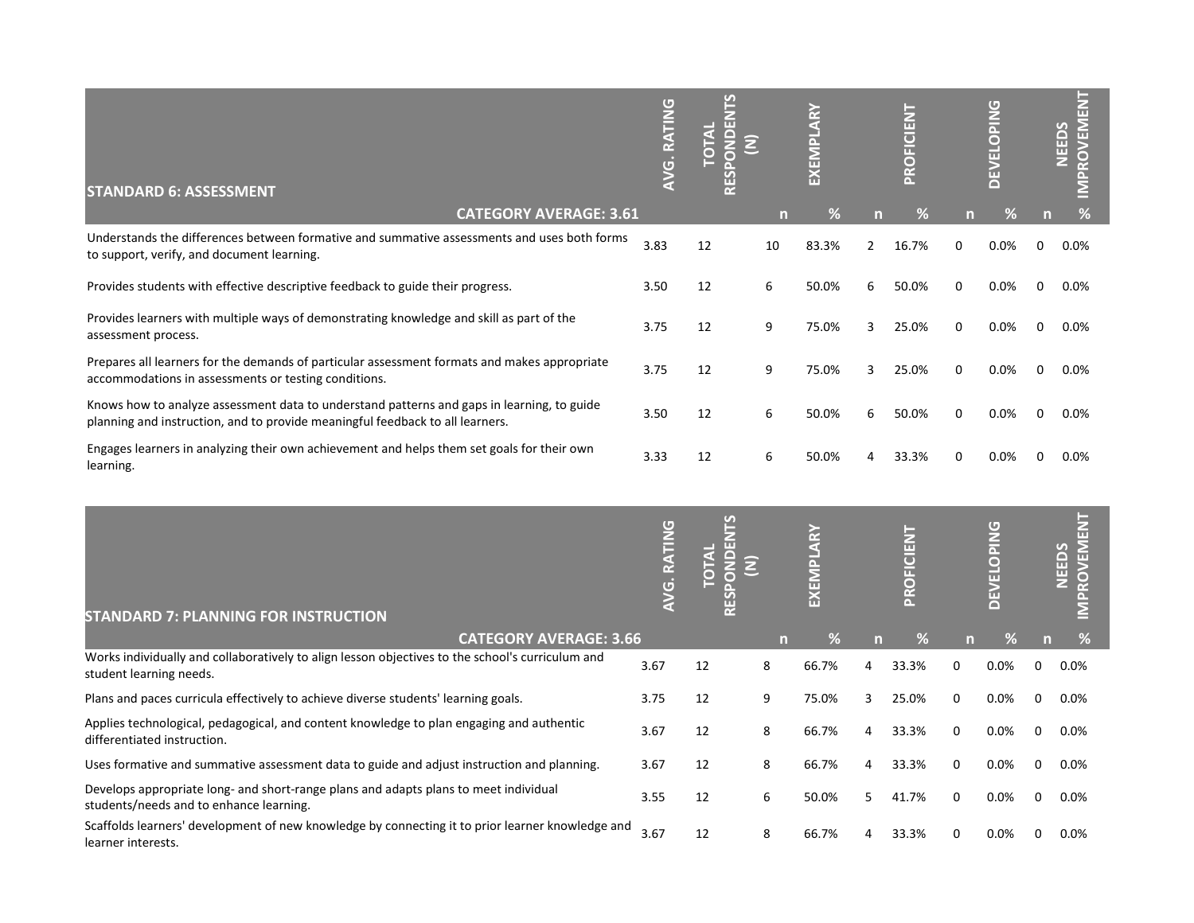| STANDARD 6: ASSESSMENT | AVG. RATING | TOTAL RESPONDENTS (N) | EXEMPLARY | | PROFICIENT | | DEVELOPING | | NEEDS IMPROVEMENT | |
|---|---|---|---|---|---|---|---|---|---|---|
| **CATEGORY AVERAGE: 3.61** | | | n | % | n | % | n | % | n | % |
| Understands the differences between formative and summative assessments and uses both forms to support, verify, and document learning. | 3.83 | 12 | 10 | 83.3% | 2 | 16.7% | 0 | 0.0% | 0 | 0.0% |
| Provides students with effective descriptive feedback to guide their progress. | 3.50 | 12 | 6 | 50.0% | 6 | 50.0% | 0 | 0.0% | 0 | 0.0% |
| Provides learners with multiple ways of demonstrating knowledge and skill as part of the assessment process. | 3.75 | 12 | 9 | 75.0% | 3 | 25.0% | 0 | 0.0% | 0 | 0.0% |
| Prepares all learners for the demands of particular assessment formats and makes appropriate accommodations in assessments or testing conditions. | 3.75 | 12 | 9 | 75.0% | 3 | 25.0% | 0 | 0.0% | 0 | 0.0% |
| Knows how to analyze assessment data to understand patterns and gaps in learning, to guide planning and instruction, and to provide meaningful feedback to all learners. | 3.50 | 12 | 6 | 50.0% | 6 | 50.0% | 0 | 0.0% | 0 | 0.0% |
| Engages learners in analyzing their own achievement and helps them set goals for their own learning. | 3.33 | 12 | 6 | 50.0% | 4 | 33.3% | 0 | 0.0% | 0 | 0.0% |

| STANDARD 7: PLANNING FOR INSTRUCTION | AVG. RATING | TOTAL RESPONDENTS (N) | EXEMPLARY | | PROFICIENT | | DEVELOPING | | NEEDS IMPROVEMENT | |
|---|---|---|---|---|---|---|---|---|---|---|
| **CATEGORY AVERAGE: 3.66** | | | n | % | n | % | n | % | n | % |
| Works individually and collaboratively to align lesson objectives to the school's curriculum and student learning needs. | 3.67 | 12 | 8 | 66.7% | 4 | 33.3% | 0 | 0.0% | 0 | 0.0% |
| Plans and paces curricula effectively to achieve diverse students' learning goals. | 3.75 | 12 | 9 | 75.0% | 3 | 25.0% | 0 | 0.0% | 0 | 0.0% |
| Applies technological, pedagogical, and content knowledge to plan engaging and authentic differentiated instruction. | 3.67 | 12 | 8 | 66.7% | 4 | 33.3% | 0 | 0.0% | 0 | 0.0% |
| Uses formative and summative assessment data to guide and adjust instruction and planning. | 3.67 | 12 | 8 | 66.7% | 4 | 33.3% | 0 | 0.0% | 0 | 0.0% |
| Develops appropriate long- and short-range plans and adapts plans to meet individual students/needs and to enhance learning. | 3.55 | 12 | 6 | 50.0% | 5 | 41.7% | 0 | 0.0% | 0 | 0.0% |
| Scaffolds learners' development of new knowledge by connecting it to prior learner knowledge and learner interests. | 3.67 | 12 | 8 | 66.7% | 4 | 33.3% | 0 | 0.0% | 0 | 0.0% |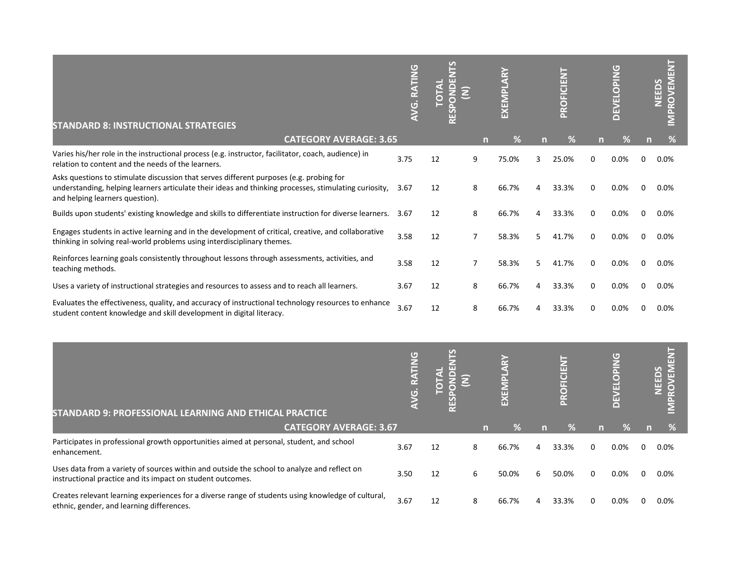| STANDARD 8: INSTRUCTIONAL STRATEGIES | AVG. RATING | TOTAL RESPONDENTS (N) | EXEMPLARY | | PROFICIENT | | DEVELOPING | | NEEDS IMPROVEMENT | |
|---|---|---|---|---|---|---|---|---|---|---|
| **CATEGORY AVERAGE: 3.65** | | | n | % | n | % | n | % | n | % |
| Varies his/her role in the instructional process (e.g. instructor, facilitator, coach, audience) in relation to content and the needs of the learners. | 3.75 | 12 | 9 | 75.0% | 3 | 25.0% | 0 | 0.0% | 0 | 0.0% |
| Asks questions to stimulate discussion that serves different purposes (e.g. probing for understanding, helping learners articulate their ideas and thinking processes, stimulating curiosity, and helping learners question). | 3.67 | 12 | 8 | 66.7% | 4 | 33.3% | 0 | 0.0% | 0 | 0.0% |
| Builds upon students' existing knowledge and skills to differentiate instruction for diverse learners. | 3.67 | 12 | 8 | 66.7% | 4 | 33.3% | 0 | 0.0% | 0 | 0.0% |
| Engages students in active learning and in the development of critical, creative, and collaborative thinking in solving real-world problems using interdisciplinary themes. | 3.58 | 12 | 7 | 58.3% | 5 | 41.7% | 0 | 0.0% | 0 | 0.0% |
| Reinforces learning goals consistently throughout lessons through assessments, activities, and teaching methods. | 3.58 | 12 | 7 | 58.3% | 5 | 41.7% | 0 | 0.0% | 0 | 0.0% |
| Uses a variety of instructional strategies and resources to assess and to reach all learners. | 3.67 | 12 | 8 | 66.7% | 4 | 33.3% | 0 | 0.0% | 0 | 0.0% |
| Evaluates the effectiveness, quality, and accuracy of instructional technology resources to enhance student content knowledge and skill development in digital literacy. | 3.67 | 12 | 8 | 66.7% | 4 | 33.3% | 0 | 0.0% | 0 | 0.0% |

| STANDARD 9: PROFESSIONAL LEARNING AND ETHICAL PRACTICE | AVG. RATING | TOTAL RESPONDENTS (N) | EXEMPLARY | | PROFICIENT | | DEVELOPING | | NEEDS IMPROVEMENT | |
|---|---|---|---|---|---|---|---|---|---|---|
| **CATEGORY AVERAGE: 3.67** | | | n | % | n | % | n | % | n | % |
| Participates in professional growth opportunities aimed at personal, student, and school enhancement. | 3.67 | 12 | 8 | 66.7% | 4 | 33.3% | 0 | 0.0% | 0 | 0.0% |
| Uses data from a variety of sources within and outside the school to analyze and reflect on instructional practice and its impact on student outcomes. | 3.50 | 12 | 6 | 50.0% | 6 | 50.0% | 0 | 0.0% | 0 | 0.0% |
| Creates relevant learning experiences for a diverse range of students using knowledge of cultural, ethnic, gender, and learning differences. | 3.67 | 12 | 8 | 66.7% | 4 | 33.3% | 0 | 0.0% | 0 | 0.0% |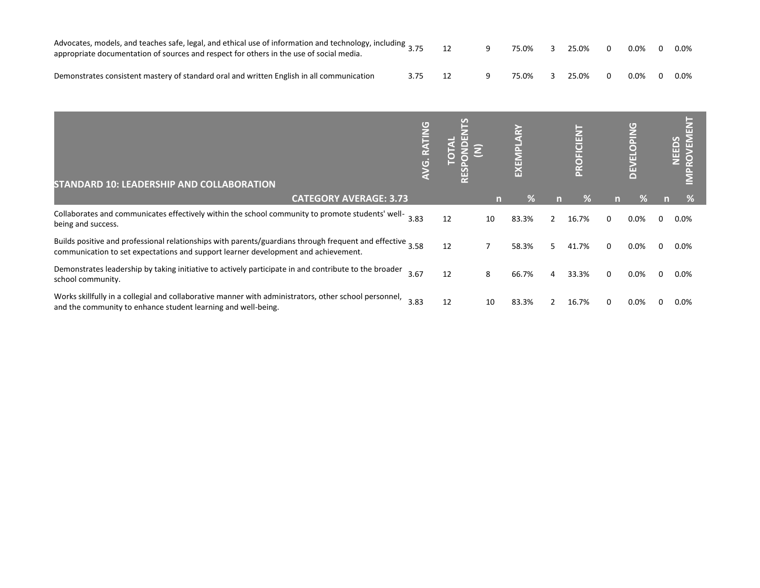| | | | | | | | | | | |
|---|---|---|---|---|---|---|---|---|---|---|
| Advocates, models, and teaches safe, legal, and ethical use of information and technology, including appropriate documentation of sources and respect for others in the use of social media. | 3.75 | 12 | 9 | 75.0% | 3 | 25.0% | 0 | 0.0% | 0 | 0.0% |
| Demonstrates consistent mastery of standard oral and written English in all communication | 3.75 | 12 | 9 | 75.0% | 3 | 25.0% | 0 | 0.0% | 0 | 0.0% |

| STANDARD 10: LEADERSHIP AND COLLABORATION | AVG. RATING | TOTAL RESPONDENTS (N) | EXEMPLARY | | PROFICIENT | | DEVELOPING | | NEEDS IMPROVEMENT | |
|---|---|---|---|---|---|---|---|---|---|---|
| **CATEGORY AVERAGE: 3.73** | | | n | % | n | % | n | % | n | % |
| Collaborates and communicates effectively within the school community to promote students' well-being and success. | 3.83 | 12 | 10 | 83.3% | 2 | 16.7% | 0 | 0.0% | 0 | 0.0% |
| Builds positive and professional relationships with parents/guardians through frequent and effective communication to set expectations and support learner development and achievement. | 3.58 | 12 | 7 | 58.3% | 5 | 41.7% | 0 | 0.0% | 0 | 0.0% |
| Demonstrates leadership by taking initiative to actively participate in and contribute to the broader school community. | 3.67 | 12 | 8 | 66.7% | 4 | 33.3% | 0 | 0.0% | 0 | 0.0% |
| Works skillfully in a collegial and collaborative manner with administrators, other school personnel, and the community to enhance student learning and well-being. | 3.83 | 12 | 10 | 83.3% | 2 | 16.7% | 0 | 0.0% | 0 | 0.0% |